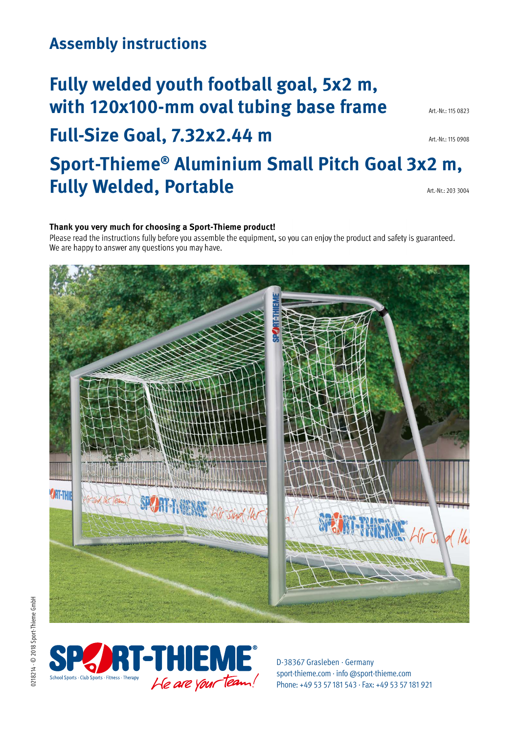## Assembly instructions

# Fully welded youth football goal, 5x2 m, with 120x100-mm oval tubing base frame

Art.-Nr.: 115 0823

# Full-Size Goal, 7.32x2.44 m

Art.-Nr.: 115 0908

# Sport-Thieme® Aluminium Small Pitch Goal 3x2 m, Fully Welded, Portable

Art.-Nr.: 203 3004

**Thank you very much for choosing a Sport-Thieme product!**
Please read the instructions fully before you assemble the equipment, so you can enjoy the product and safety is guaranteed. We are happy to answer any questions you may have.

SPORT-THIEME®
School Sports · Club Sports · Fitness · Therapy
We are your team!

D-38367 Grasleben · Germany
sport-thieme.com · info @sport-thieme.com
Phone: +49 53 57 181 543 · Fax: +49 53 57 181 921

0218214 · © 2018 Sport-Thieme GmbH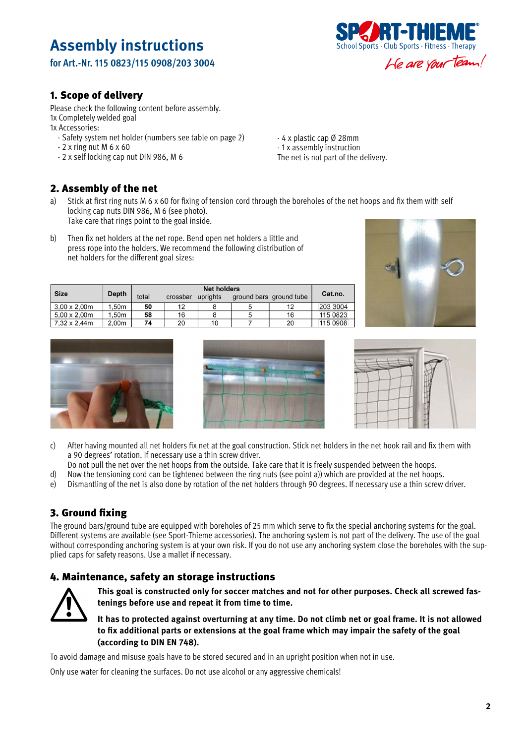# Assembly instructions

## for Art.-Nr. 115 0823/115 0908/203 3004

SPORT-THIEME
School Sports · Club Sports · Fitness · Therapy
We are your team!

## 1. Scope of delivery

Please check the following content before assembly.
1x Completely welded goal
1x Accessories:

- Safety system net holder (numbers see table on page 2)
- 2 x ring nut M 6 x 60
- 2 x self locking cap nut DIN 986, M 6
- 4 x plastic cap Ø 28mm
- 1 x assembly instruction

The net is not part of the delivery.

## 2. Assembly of the net

a) Stick at first ring nuts M 6 x 60 for fixing of tension cord through the boreholes of the net hoops and fix them with self locking cap nuts DIN 986, M 6 (see photo).
Take care that rings point to the goal inside.

b) Then fix net holders at the net rope. Bend open net holders a little and press rope into the holders. We recommend the following distribution of net holders for the different goal sizes:

| Size | Depth | Net holders | | | | | Cat.no. |
|---|---|---|---|---|---|---|---|
| | | total | crossbar | uprights | ground bars | ground tube | |
| 3,00 x 2,00m | 1,50m | **50** | 12 | 8 | 5 | 12 | 203 3004 |
| 5,00 x 2,00m | 1,50m | **58** | 16 | 8 | 5 | 16 | 115 0823 |
| 7,32 x 2,44m | 2,00m | **74** | 20 | 10 | 7 | 20 | 115 0908 |

c) After having mounted all net holders fix net at the goal construction. Stick net holders in the net hook rail and fix them with a 90 degrees' rotation. If necessary use a thin screw driver.
Do not pull the net over the net hoops from the outside. Take care that it is freely suspended between the hoops.

d) Now the tensioning cord can be tightened between the ring nuts (see point a)) which are provided at the net hoops.

e) Dismantling of the net is also done by rotation of the net holders through 90 degrees. If necessary use a thin screw driver.

## 3. Ground fixing

The ground bars/ground tube are equipped with boreholes of 25 mm which serve to fix the special anchoring systems for the goal. Different systems are available (see Sport-Thieme accessories). The anchoring system is not part of the delivery. The use of the goal without corresponding anchoring system is at your own risk. If you do not use any anchoring system close the boreholes with the supplied caps for safety reasons. Use a mallet if necessary.

## 4. Maintenance, safety an storage instructions

**This goal is constructed only for soccer matches and not for other purposes. Check all screwed fastenings before use and repeat it from time to time.**

**It has to protected against overturning at any time. Do not climb net or goal frame. It is not allowed to fix additional parts or extensions at the goal frame which may impair the safety of the goal (according to DIN EN 748).**

To avoid damage and misuse goals have to be stored secured and in an upright position when not in use.

Only use water for cleaning the surfaces. Do not use alcohol or any aggressive chemicals!